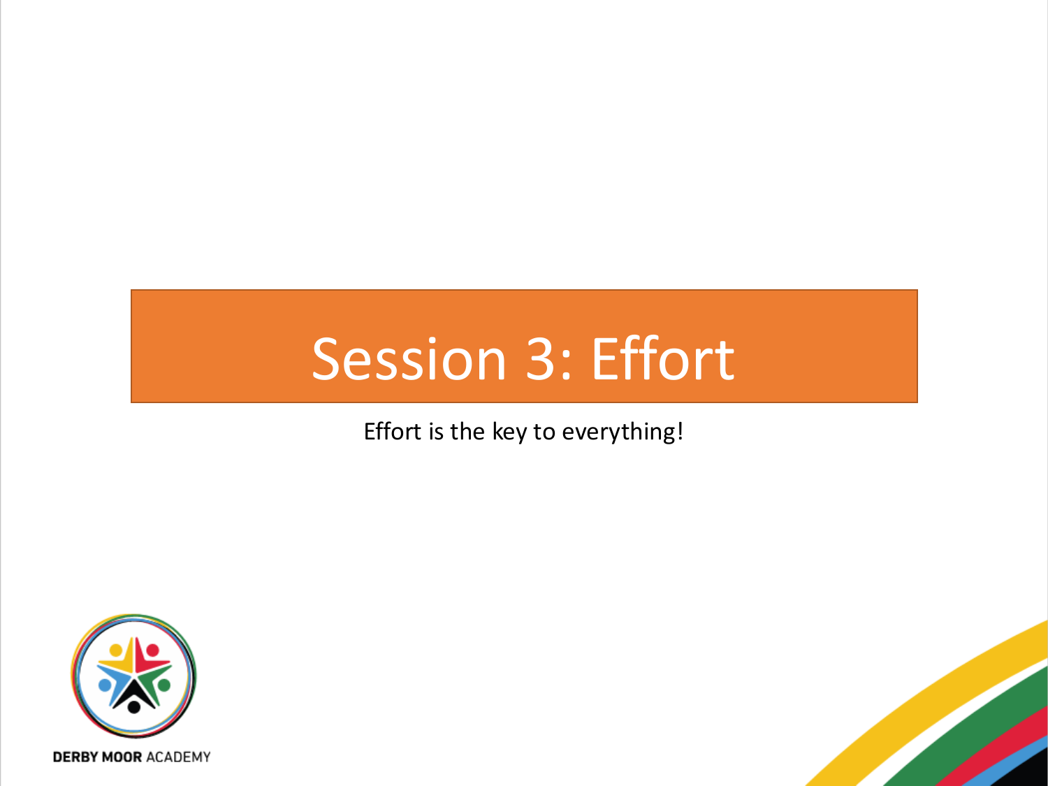# Session 3: Effort

Effort is the key to everything!

DERBY MOOR ACADEMY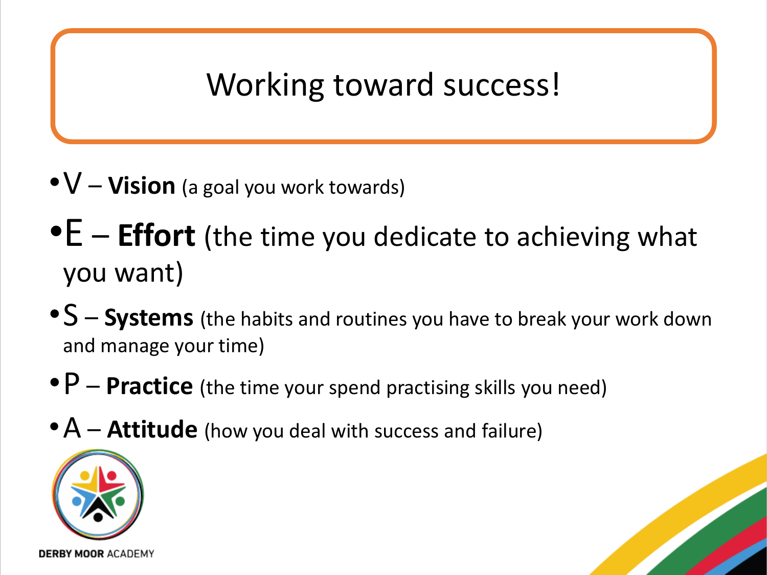# Working toward success!

- V – **Vision** (a goal you work towards)
- E – **Effort** (the time you dedicate to achieving what you want)
- S – **Systems** (the habits and routines you have to break your work down and manage your time)
- P – **Practice** (the time your spend practising skills you need)
- A – **Attitude** (how you deal with success and failure)

DERBY MOOR ACADEMY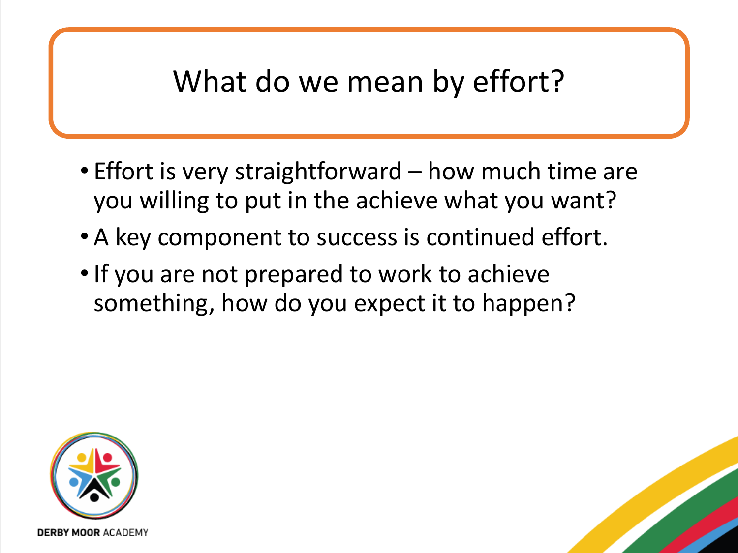# What do we mean by effort?

- Effort is very straightforward – how much time are you willing to put in the achieve what you want?
- A key component to success is continued effort.
- If you are not prepared to work to achieve something, how do you expect it to happen?

DERBY MOOR ACADEMY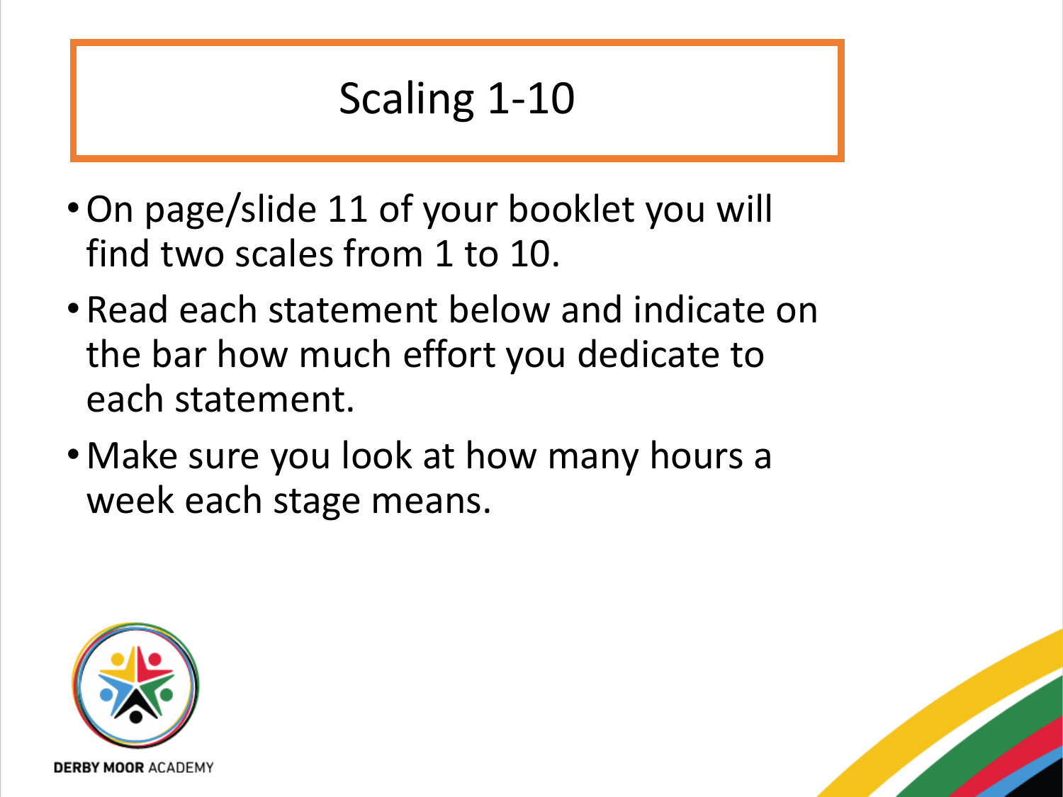# Scaling 1-10

- On page/slide 11 of your booklet you will find two scales from 1 to 10.
- Read each statement below and indicate on the bar how much effort you dedicate to each statement.
- Make sure you look at how many hours a week each stage means.

DERBY MOOR ACADEMY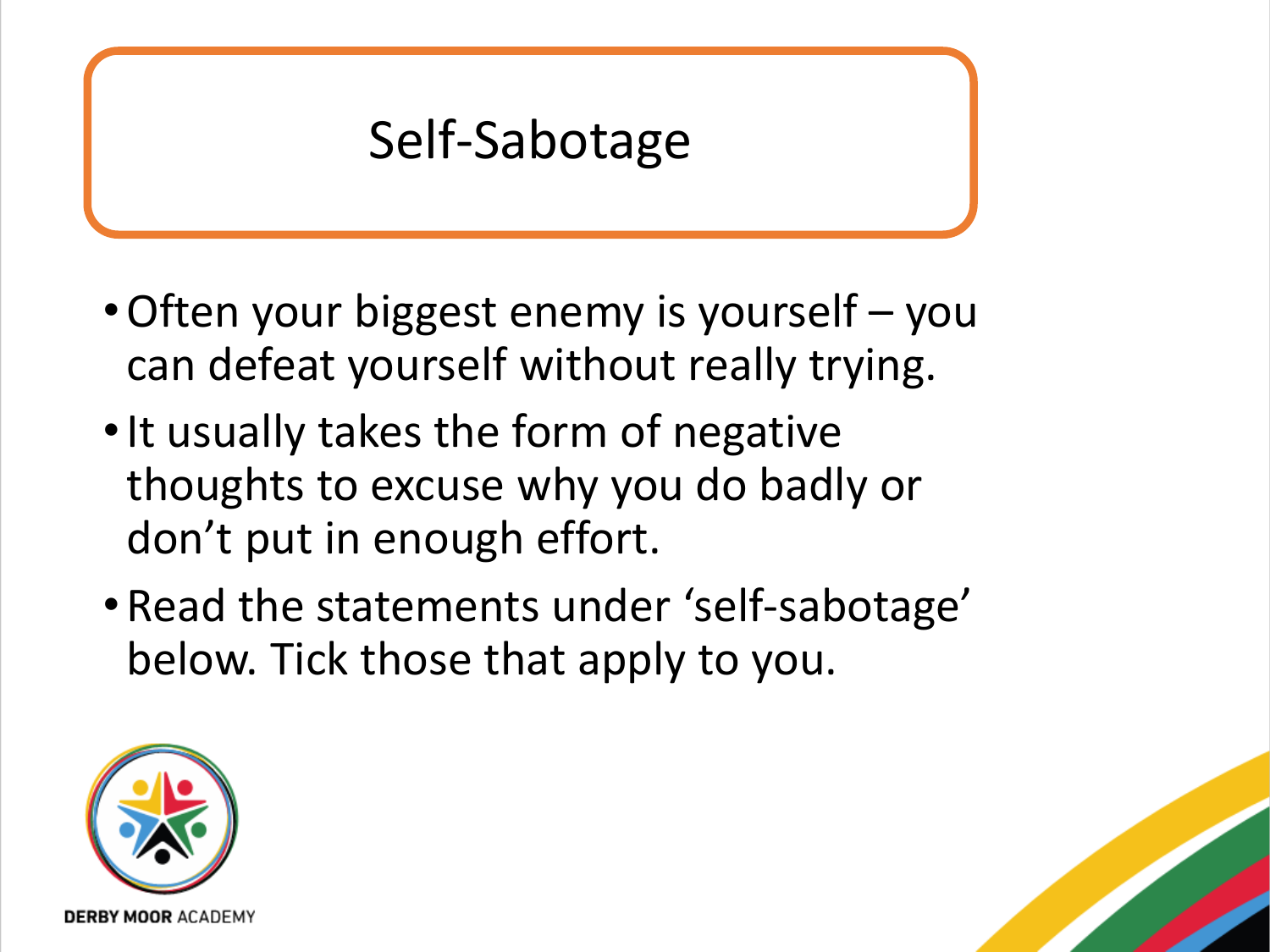# Self-Sabotage

- Often your biggest enemy is yourself – you can defeat yourself without really trying.
- It usually takes the form of negative thoughts to excuse why you do badly or don't put in enough effort.
- Read the statements under 'self-sabotage' below. Tick those that apply to you.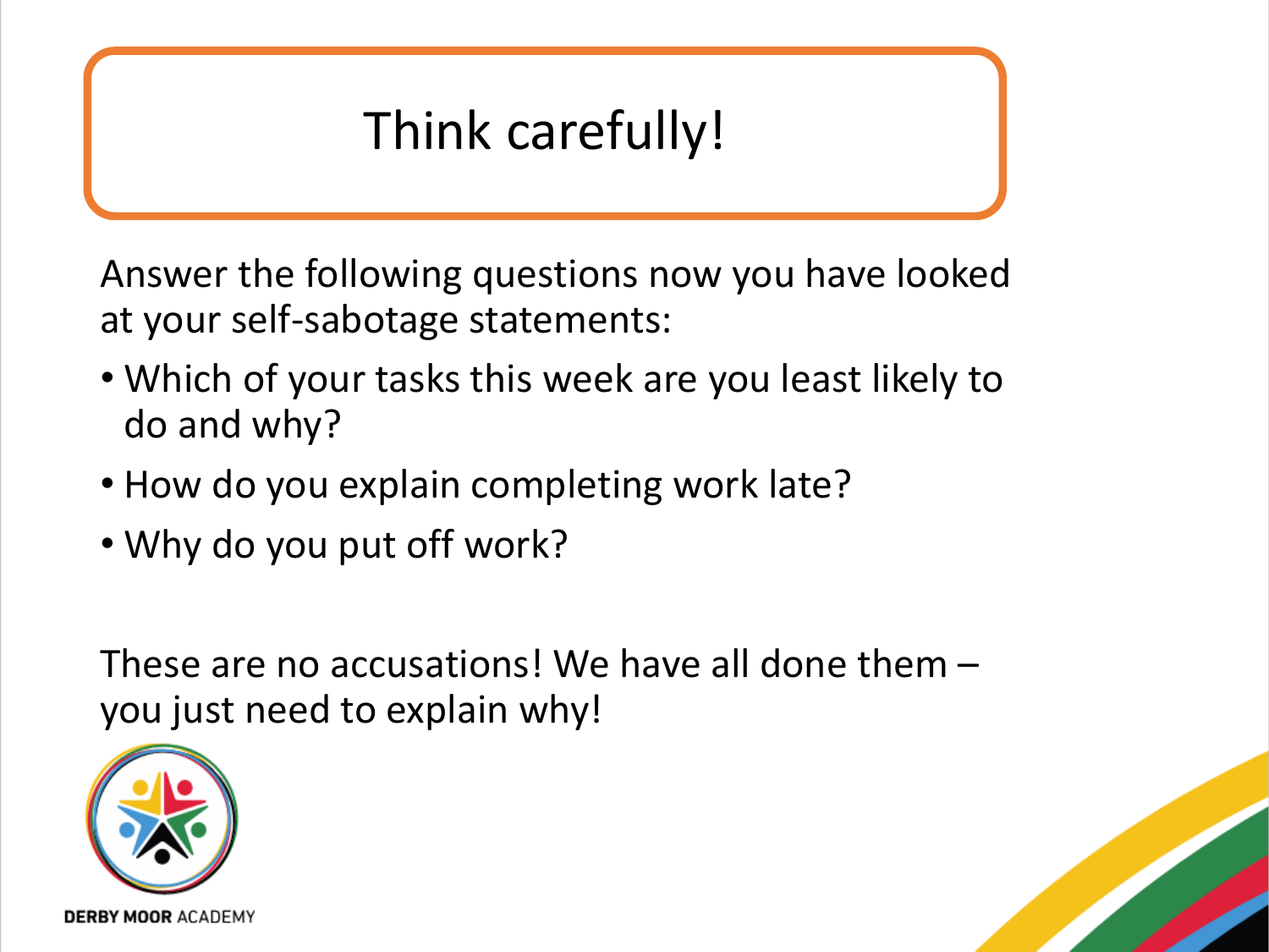# Think carefully!

Answer the following questions now you have looked at your self-sabotage statements:

- Which of your tasks this week are you least likely to do and why?
- How do you explain completing work late?
- Why do you put off work?

These are no accusations! We have all done them – you just need to explain why!

DERBY MOOR ACADEMY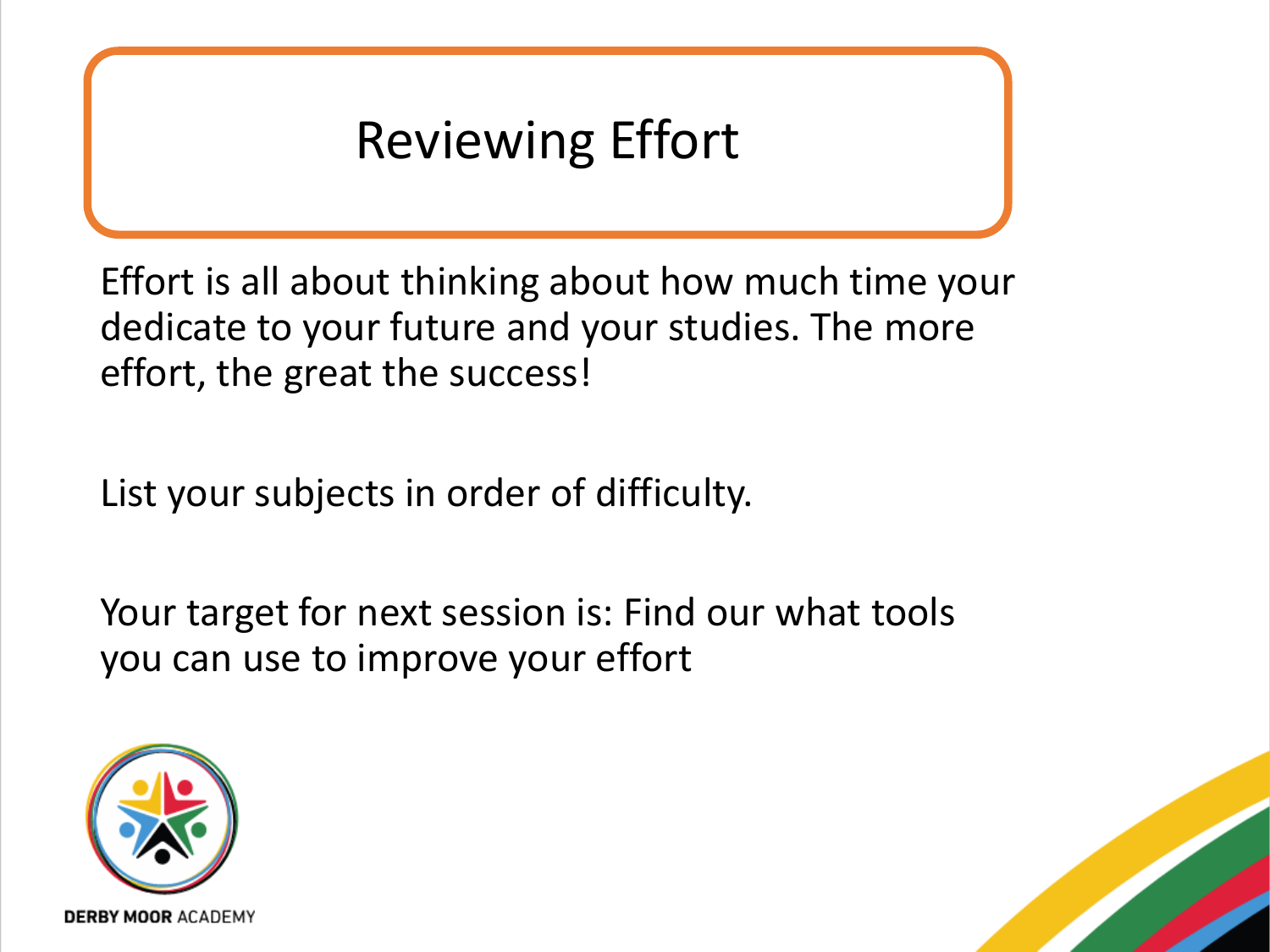# Reviewing Effort

Effort is all about thinking about how much time your dedicate to your future and your studies. The more effort, the great the success!

List your subjects in order of difficulty.

Your target for next session is: Find our what tools you can use to improve your effort

DERBY MOOR ACADEMY